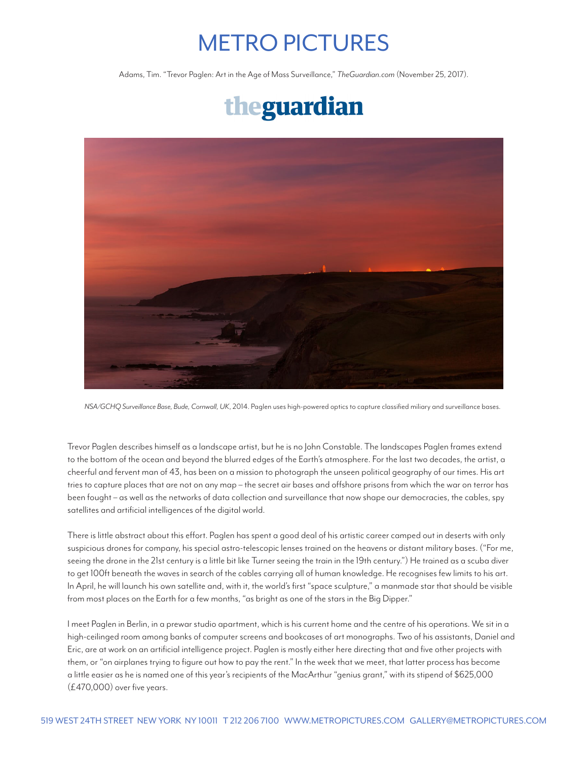# METRO PICTURES

Adams, Tim. "Trevor Paglen: Art in the Age of Mass Surveillance," *TheGuardian.com* (November 25, 2017).

## theguardian

*NSA/GCHQ Surveillance Base, Bude, Cornwall, UK*, 2014. Paglen uses high-powered optics to capture classified miliary and surveillance bases.

Trevor Paglen describes himself as a landscape artist, but he is no John Constable. The landscapes Paglen frames extend to the bottom of the ocean and beyond the blurred edges of the Earth's atmosphere. For the last two decades, the artist, a cheerful and fervent man of 43, has been on a mission to photograph the unseen political geography of our times. His art tries to capture places that are not on any map – the secret air bases and offshore prisons from which the war on terror has been fought – as well as the networks of data collection and surveillance that now shape our democracies, the cables, spy satellites and artificial intelligences of the digital world.

There is little abstract about this effort. Paglen has spent a good deal of his artistic career camped out in deserts with only suspicious drones for company, his special astro-telescopic lenses trained on the heavens or distant military bases. ("For me, seeing the drone in the 21st century is a little bit like Turner seeing the train in the 19th century.") He trained as a scuba diver to get 100ft beneath the waves in search of the cables carrying all of human knowledge. He recognises few limits to his art. In April, he will launch his own satellite and, with it, the world's first "space sculpture," a manmade star that should be visible from most places on the Earth for a few months, "as bright as one of the stars in the Big Dipper."

I meet Paglen in Berlin, in a prewar studio apartment, which is his current home and the centre of his operations. We sit in a high-ceilinged room among banks of computer screens and bookcases of art monographs. Two of his assistants, Daniel and Eric, are at work on an artificial intelligence project. Paglen is mostly either here directing that and five other projects with them, or "on airplanes trying to figure out how to pay the rent." In the week that we meet, that latter process has become a little easier as he is named one of this year's recipients of the MacArthur "genius grant," with its stipend of $625,000 (£470,000) over five years.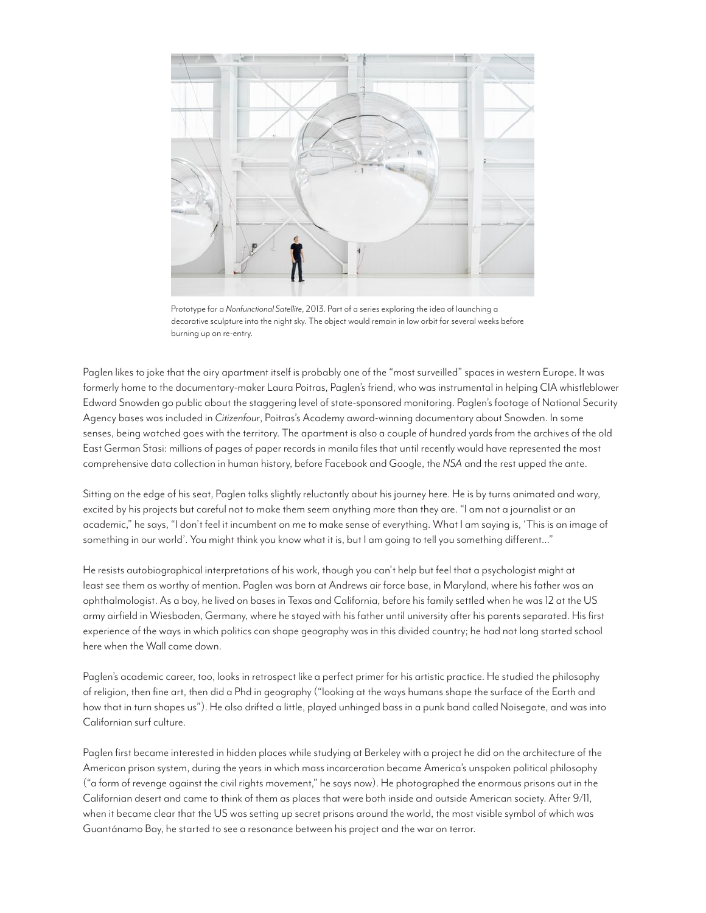Prototype for a *Nonfunctional Satellite*, 2013. Part of a series exploring the idea of launching a decorative sculpture into the night sky. The object would remain in low orbit for several weeks before burning up on re-entry.

Paglen likes to joke that the airy apartment itself is probably one of the "most surveilled" spaces in western Europe. It was formerly home to the documentary-maker Laura Poitras, Paglen's friend, who was instrumental in helping CIA whistleblower Edward Snowden go public about the staggering level of state-sponsored monitoring. Paglen's footage of National Security Agency bases was included in *Citizenfour*, Poitras's Academy award-winning documentary about Snowden. In some senses, being watched goes with the territory. The apartment is also a couple of hundred yards from the archives of the old East German Stasi: millions of pages of paper records in manila files that until recently would have represented the most comprehensive data collection in human history, before Facebook and Google, the *NSA* and the rest upped the ante.

Sitting on the edge of his seat, Paglen talks slightly reluctantly about his journey here. He is by turns animated and wary, excited by his projects but careful not to make them seem anything more than they are. "I am not a journalist or an academic," he says, "I don't feel it incumbent on me to make sense of everything. What I am saying is, 'This is an image of something in our world'. You might think you know what it is, but I am going to tell you something different…"

He resists autobiographical interpretations of his work, though you can't help but feel that a psychologist might at least see them as worthy of mention. Paglen was born at Andrews air force base, in Maryland, where his father was an ophthalmologist. As a boy, he lived on bases in Texas and California, before his family settled when he was 12 at the US army airfield in Wiesbaden, Germany, where he stayed with his father until university after his parents separated. His first experience of the ways in which politics can shape geography was in this divided country; he had not long started school here when the Wall came down.

Paglen's academic career, too, looks in retrospect like a perfect primer for his artistic practice. He studied the philosophy of religion, then fine art, then did a Phd in geography ("looking at the ways humans shape the surface of the Earth and how that in turn shapes us"). He also drifted a little, played unhinged bass in a punk band called Noisegate, and was into Californian surf culture.

Paglen first became interested in hidden places while studying at Berkeley with a project he did on the architecture of the American prison system, during the years in which mass incarceration became America's unspoken political philosophy ("a form of revenge against the civil rights movement," he says now). He photographed the enormous prisons out in the Californian desert and came to think of them as places that were both inside and outside American society. After 9/11, when it became clear that the US was setting up secret prisons around the world, the most visible symbol of which was Guantánamo Bay, he started to see a resonance between his project and the war on terror.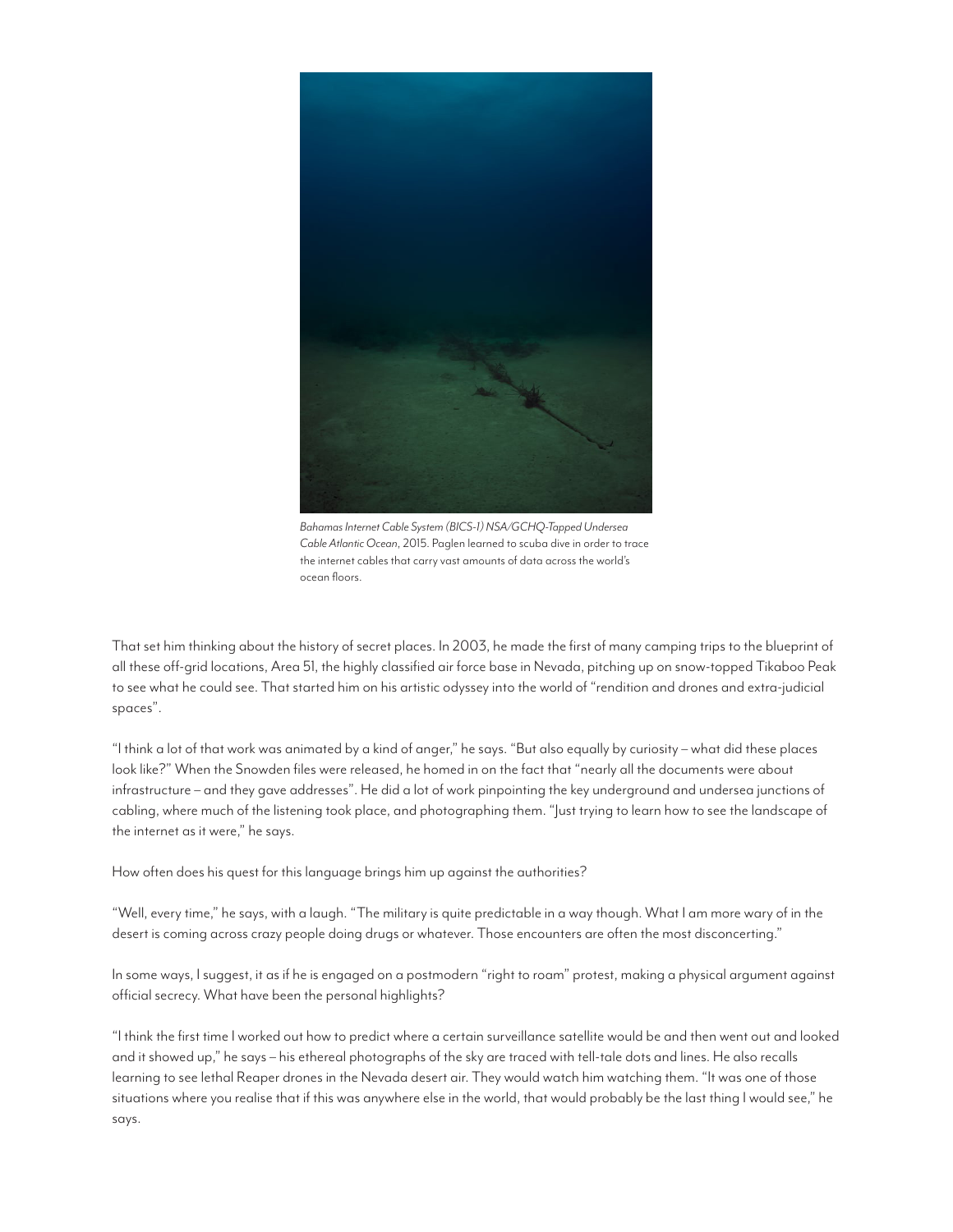*Bahamas Internet Cable System (BICS-1) NSA/GCHQ-Tapped Undersea Cable Atlantic Ocean*, 2015. Paglen learned to scuba dive in order to trace the internet cables that carry vast amounts of data across the world's ocean floors.

That set him thinking about the history of secret places. In 2003, he made the first of many camping trips to the blueprint of all these off-grid locations, Area 51, the highly classified air force base in Nevada, pitching up on snow-topped Tikaboo Peak to see what he could see. That started him on his artistic odyssey into the world of "rendition and drones and extra-judicial spaces".

"I think a lot of that work was animated by a kind of anger," he says. "But also equally by curiosity – what did these places look like?" When the Snowden files were released, he homed in on the fact that "nearly all the documents were about infrastructure – and they gave addresses". He did a lot of work pinpointing the key underground and undersea junctions of cabling, where much of the listening took place, and photographing them. "Just trying to learn how to see the landscape of the internet as it were," he says.

How often does his quest for this language brings him up against the authorities?

"Well, every time," he says, with a laugh. "The military is quite predictable in a way though. What I am more wary of in the desert is coming across crazy people doing drugs or whatever. Those encounters are often the most disconcerting."

In some ways, I suggest, it as if he is engaged on a postmodern "right to roam" protest, making a physical argument against official secrecy. What have been the personal highlights?

"I think the first time I worked out how to predict where a certain surveillance satellite would be and then went out and looked and it showed up," he says – his ethereal photographs of the sky are traced with tell-tale dots and lines. He also recalls learning to see lethal Reaper drones in the Nevada desert air. They would watch him watching them. "It was one of those situations where you realise that if this was anywhere else in the world, that would probably be the last thing I would see," he says.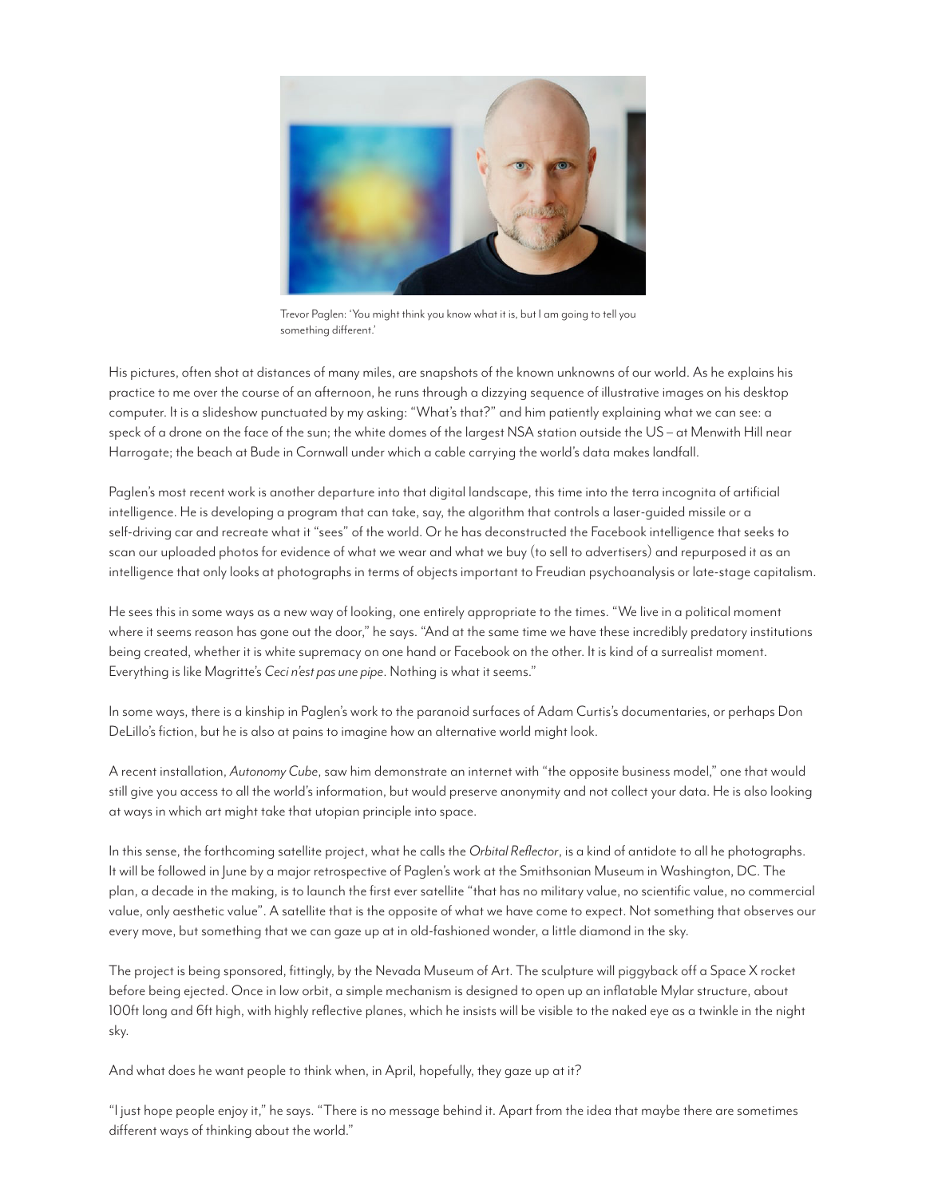Trevor Paglen: 'You might think you know what it is, but I am going to tell you something different.'

His pictures, often shot at distances of many miles, are snapshots of the known unknowns of our world. As he explains his practice to me over the course of an afternoon, he runs through a dizzying sequence of illustrative images on his desktop computer. It is a slideshow punctuated by my asking: "What's that?" and him patiently explaining what we can see: a speck of a drone on the face of the sun; the white domes of the largest NSA station outside the US – at Menwith Hill near Harrogate; the beach at Bude in Cornwall under which a cable carrying the world's data makes landfall.

Paglen's most recent work is another departure into that digital landscape, this time into the terra incognita of artificial intelligence. He is developing a program that can take, say, the algorithm that controls a laser-guided missile or a self-driving car and recreate what it "sees" of the world. Or he has deconstructed the Facebook intelligence that seeks to scan our uploaded photos for evidence of what we wear and what we buy (to sell to advertisers) and repurposed it as an intelligence that only looks at photographs in terms of objects important to Freudian psychoanalysis or late-stage capitalism.

He sees this in some ways as a new way of looking, one entirely appropriate to the times. "We live in a political moment where it seems reason has gone out the door," he says. "And at the same time we have these incredibly predatory institutions being created, whether it is white supremacy on one hand or Facebook on the other. It is kind of a surrealist moment. Everything is like Magritte's *Ceci n'est pas une pipe*. Nothing is what it seems."

In some ways, there is a kinship in Paglen's work to the paranoid surfaces of Adam Curtis's documentaries, or perhaps Don DeLillo's fiction, but he is also at pains to imagine how an alternative world might look.

A recent installation, *Autonomy Cube*, saw him demonstrate an internet with "the opposite business model," one that would still give you access to all the world's information, but would preserve anonymity and not collect your data. He is also looking at ways in which art might take that utopian principle into space.

In this sense, the forthcoming satellite project, what he calls the *Orbital Reflector*, is a kind of antidote to all he photographs. It will be followed in June by a major retrospective of Paglen's work at the Smithsonian Museum in Washington, DC. The plan, a decade in the making, is to launch the first ever satellite "that has no military value, no scientific value, no commercial value, only aesthetic value". A satellite that is the opposite of what we have come to expect. Not something that observes our every move, but something that we can gaze up at in old-fashioned wonder, a little diamond in the sky.

The project is being sponsored, fittingly, by the Nevada Museum of Art. The sculpture will piggyback off a Space X rocket before being ejected. Once in low orbit, a simple mechanism is designed to open up an inflatable Mylar structure, about 100ft long and 6ft high, with highly reflective planes, which he insists will be visible to the naked eye as a twinkle in the night sky.

And what does he want people to think when, in April, hopefully, they gaze up at it?

"I just hope people enjoy it," he says. "There is no message behind it. Apart from the idea that maybe there are sometimes different ways of thinking about the world."